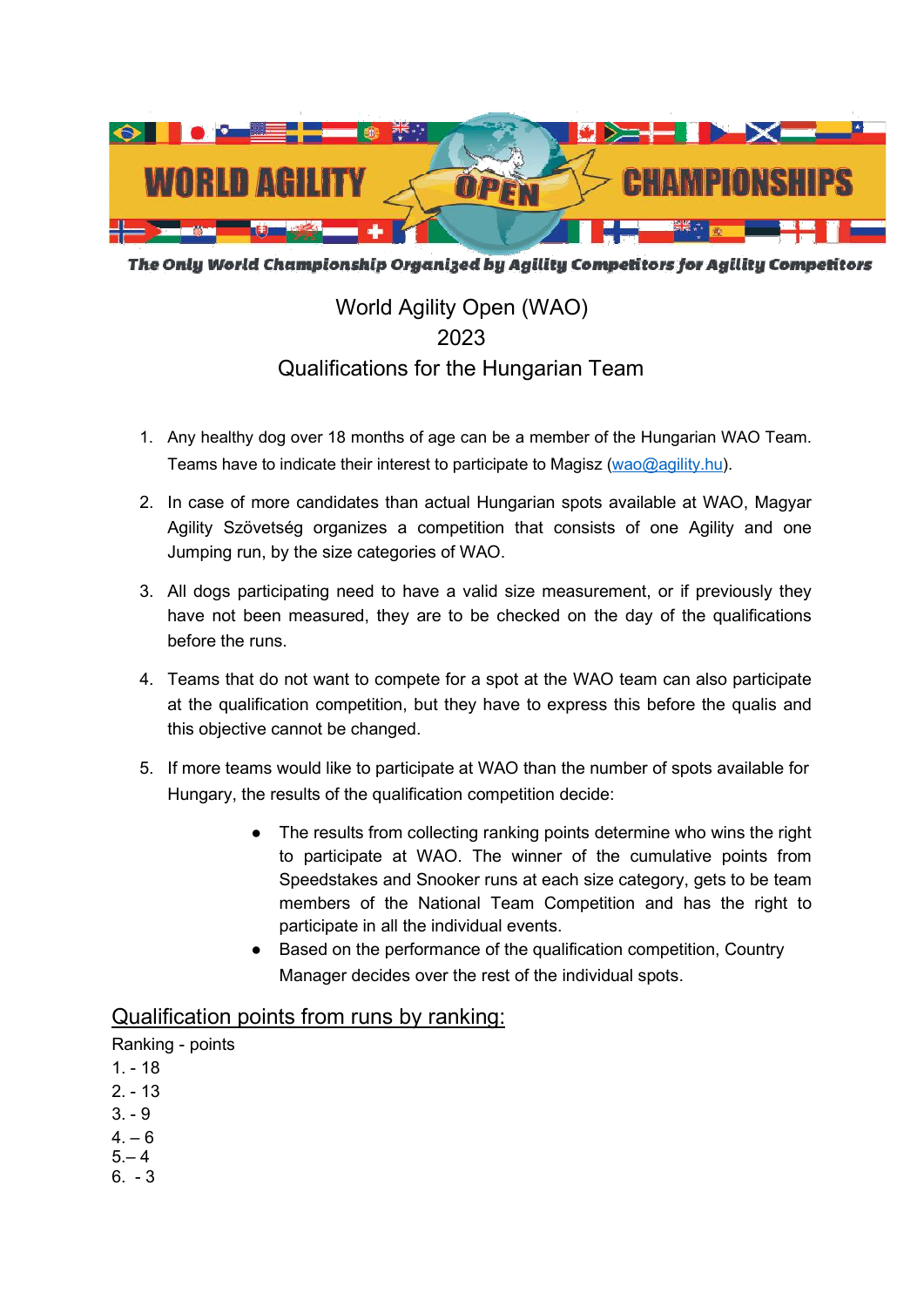WORLD AGILITY OPEN CHAMPIONSHIPS

*The Only World Championship Organized by Agility Competitors for Agility Competitors*

# World Agility Open (WAO)
# 2023
# Qualifications for the Hungarian Team

1. Any healthy dog over 18 months of age can be a member of the Hungarian WAO Team. Teams have to indicate their interest to participate to Magisz (wao@agility.hu).

2. In case of more candidates than actual Hungarian spots available at WAO, Magyar Agility Szövetség organizes a competition that consists of one Agility and one Jumping run, by the size categories of WAO.

3. All dogs participating need to have a valid size measurement, or if previously they have not been measured, they are to be checked on the day of the qualifications before the runs.

4. Teams that do not want to compete for a spot at the WAO team can also participate at the qualification competition, but they have to express this before the qualis and this objective cannot be changed.

5. If more teams would like to participate at WAO than the number of spots available for Hungary, the results of the qualification competition decide:

    - The results from collecting ranking points determine who wins the right to participate at WAO. The winner of the cumulative points from Speedstakes and Snooker runs at each size category, gets to be team members of the National Team Competition and has the right to participate in all the individual events.
    - Based on the performance of the qualification competition, Country Manager decides over the rest of the individual spots.

## Qualification points from runs by ranking:

Ranking - points

1. - 18
2. - 13
3. - 9
4. – 6
5. – 4
6. - 3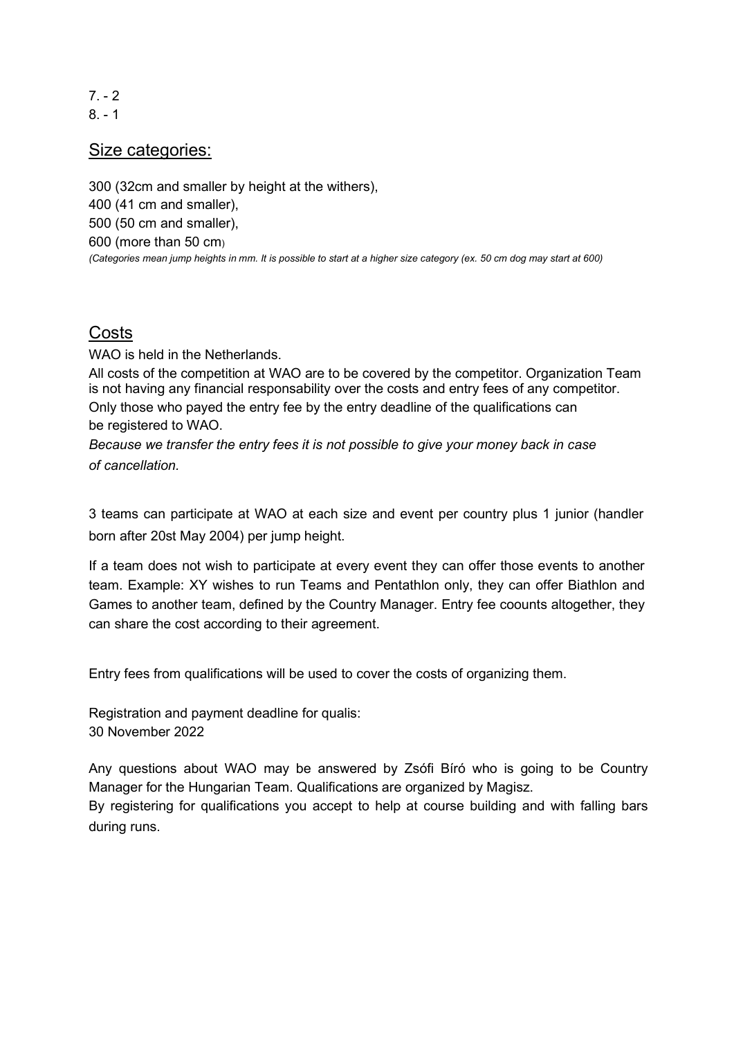7. - 2
8. - 1

## Size categories:

300 (32cm and smaller by height at the withers),
400 (41 cm and smaller),
500 (50 cm and smaller),
600 (more than 50 cm)

*(Categories mean jump heights in mm. It is possible to start at a higher size category (ex. 50 cm dog may start at 600)*

## Costs

WAO is held in the Netherlands.

All costs of the competition at WAO are to be covered by the competitor. Organization Team is not having any financial responsability over the costs and entry fees of any competitor.

Only those who payed the entry fee by the entry deadline of the qualifications can be registered to WAO.

*Because we transfer the entry fees it is not possible to give your money back in case of cancellation.*

3 teams can participate at WAO at each size and event per country plus 1 junior (handler born after 20st May 2004) per jump height.

If a team does not wish to participate at every event they can offer those events to another team. Example: XY wishes to run Teams and Pentathlon only, they can offer Biathlon and Games to another team, defined by the Country Manager. Entry fee coounts altogether, they can share the cost according to their agreement.

Entry fees from qualifications will be used to cover the costs of organizing them.

Registration and payment deadline for qualis:
30 November 2022

Any questions about WAO may be answered by Zsófi Bíró who is going to be Country Manager for the Hungarian Team. Qualifications are organized by Magisz.

By registering for qualifications you accept to help at course building and with falling bars during runs.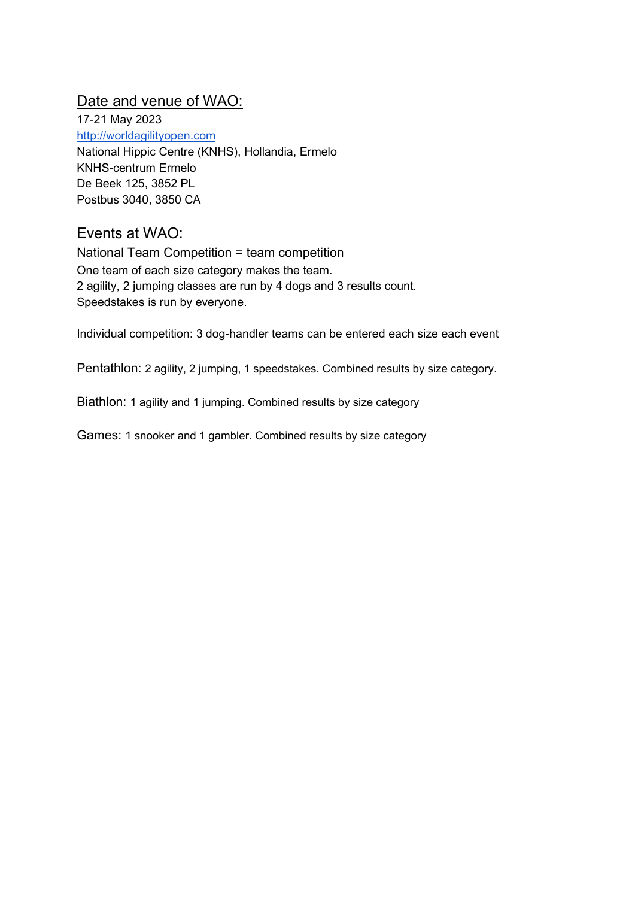## Date and venue of WAO:

17-21 May 2023
http://worldagilityopen.com
National Hippic Centre (KNHS), Hollandia, Ermelo
KNHS-centrum Ermelo
De Beek 125, 3852 PL
Postbus 3040, 3850 CA

## Events at WAO:

National Team Competition = team competition
One team of each size category makes the team.
2 agility, 2 jumping classes are run by 4 dogs and 3 results count.
Speedstakes is run by everyone.

Individual competition: 3 dog-handler teams can be entered each size each event

Pentathlon: 2 agility, 2 jumping, 1 speedstakes. Combined results by size category.

Biathlon: 1 agility and 1 jumping. Combined results by size category

Games: 1 snooker and 1 gambler. Combined results by size category